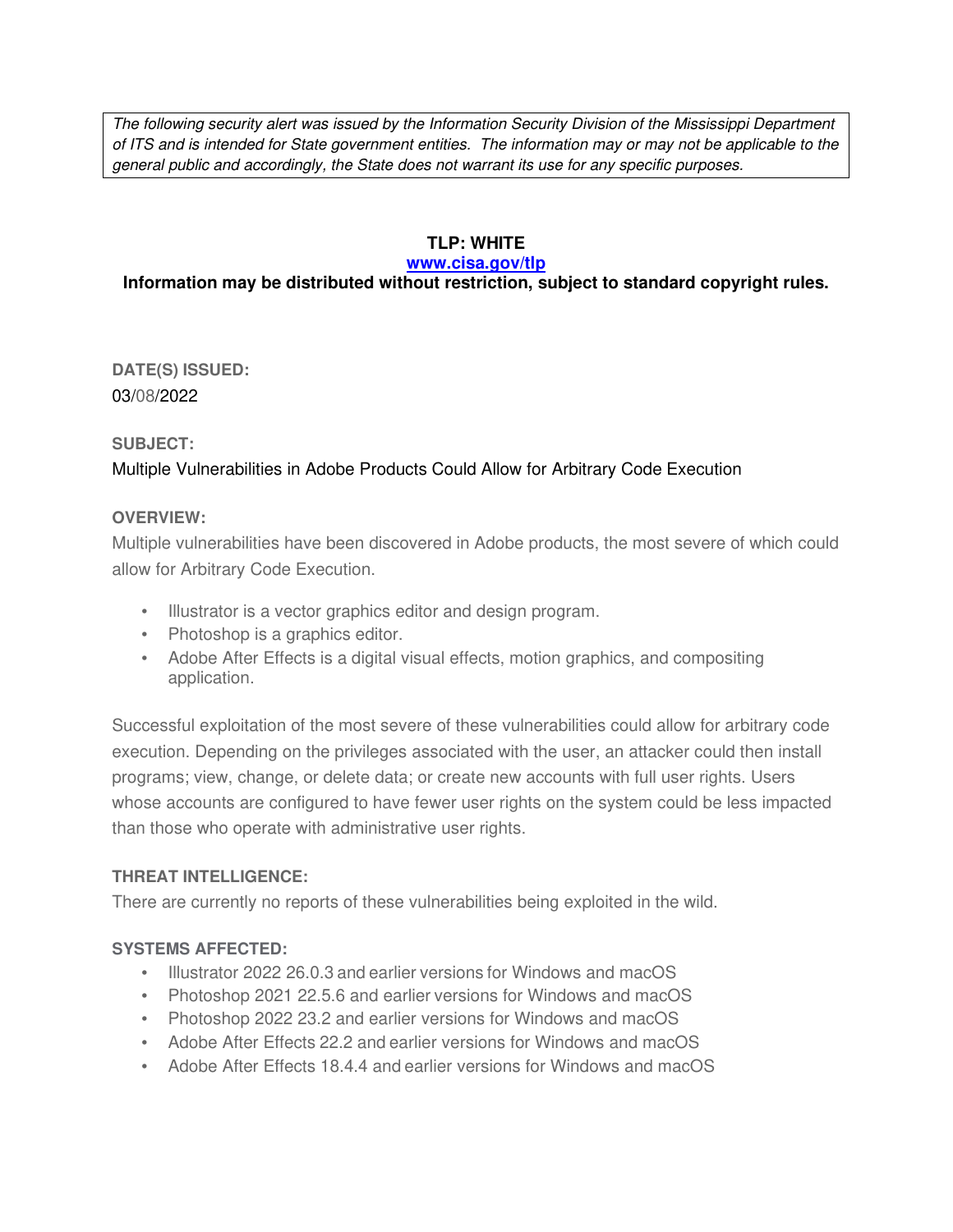*The following security alert was issued by the Information Security Division of the Mississippi Department of ITS and is intended for State government entities. The information may or may not be applicable to the general public and accordingly, the State does not warrant its use for any specific purposes.*

**TLP: WHITE**

**[www.cisa.gov/tlp](http://www.cisa.gov/tlp)**

**Information may be distributed without restriction, subject to standard copyright rules.**

**DATE(S) ISSUED:**

03/08/2022

**SUBJECT:**

Multiple Vulnerabilities in Adobe Products Could Allow for Arbitrary Code Execution

**OVERVIEW:**

Multiple vulnerabilities have been discovered in Adobe products, the most severe of which could allow for Arbitrary Code Execution.

- Illustrator is a vector graphics editor and design program.
- Photoshop is a graphics editor.
- Adobe After Effects is a digital visual effects, motion graphics, and compositing application.

Successful exploitation of the most severe of these vulnerabilities could allow for arbitrary code execution. Depending on the privileges associated with the user, an attacker could then install programs; view, change, or delete data; or create new accounts with full user rights. Users whose accounts are configured to have fewer user rights on the system could be less impacted than those who operate with administrative user rights.

**THREAT INTELLIGENCE:**

There are currently no reports of these vulnerabilities being exploited in the wild.

**SYSTEMS AFFECTED:**

- Illustrator 2022 26.0.3 and earlier versions for Windows and macOS
- Photoshop 2021 22.5.6 and earlier versions for Windows and macOS
- Photoshop 2022 23.2 and earlier versions for Windows and macOS
- Adobe After Effects 22.2 and earlier versions for Windows and macOS
- Adobe After Effects 18.4.4 and earlier versions for Windows and macOS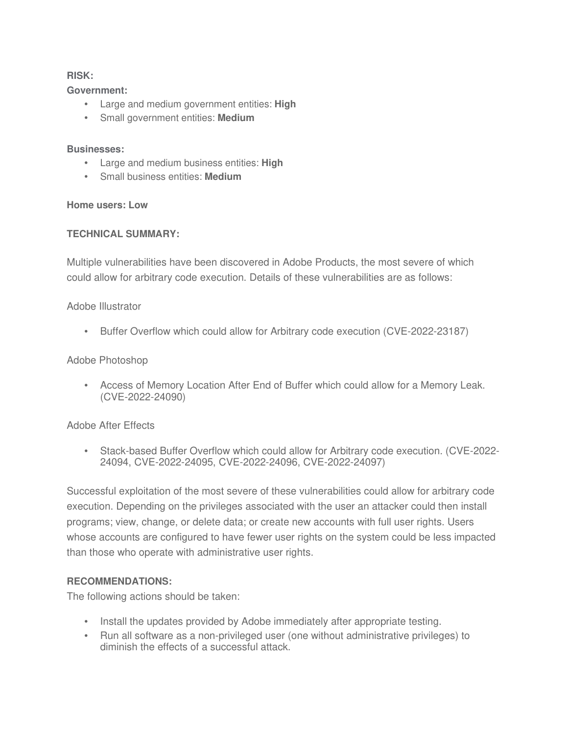**RISK:**

**Government:**

- Large and medium government entities: **High**
- Small government entities: **Medium**

**Businesses:**

- Large and medium business entities: **High**
- Small business entities: **Medium**

**Home users: Low**

**TECHNICAL SUMMARY:**

Multiple vulnerabilities have been discovered in Adobe Products, the most severe of which could allow for arbitrary code execution. Details of these vulnerabilities are as follows:

Adobe Illustrator

- Buffer Overflow which could allow for Arbitrary code execution (CVE-2022-23187)

Adobe Photoshop

- Access of Memory Location After End of Buffer which could allow for a Memory Leak. (CVE-2022-24090)

Adobe After Effects

- Stack-based Buffer Overflow which could allow for Arbitrary code execution. (CVE-2022-24094, CVE-2022-24095, CVE-2022-24096, CVE-2022-24097)

Successful exploitation of the most severe of these vulnerabilities could allow for arbitrary code execution. Depending on the privileges associated with the user an attacker could then install programs; view, change, or delete data; or create new accounts with full user rights. Users whose accounts are configured to have fewer user rights on the system could be less impacted than those who operate with administrative user rights.

**RECOMMENDATIONS:**

The following actions should be taken:

- Install the updates provided by Adobe immediately after appropriate testing.
- Run all software as a non-privileged user (one without administrative privileges) to diminish the effects of a successful attack.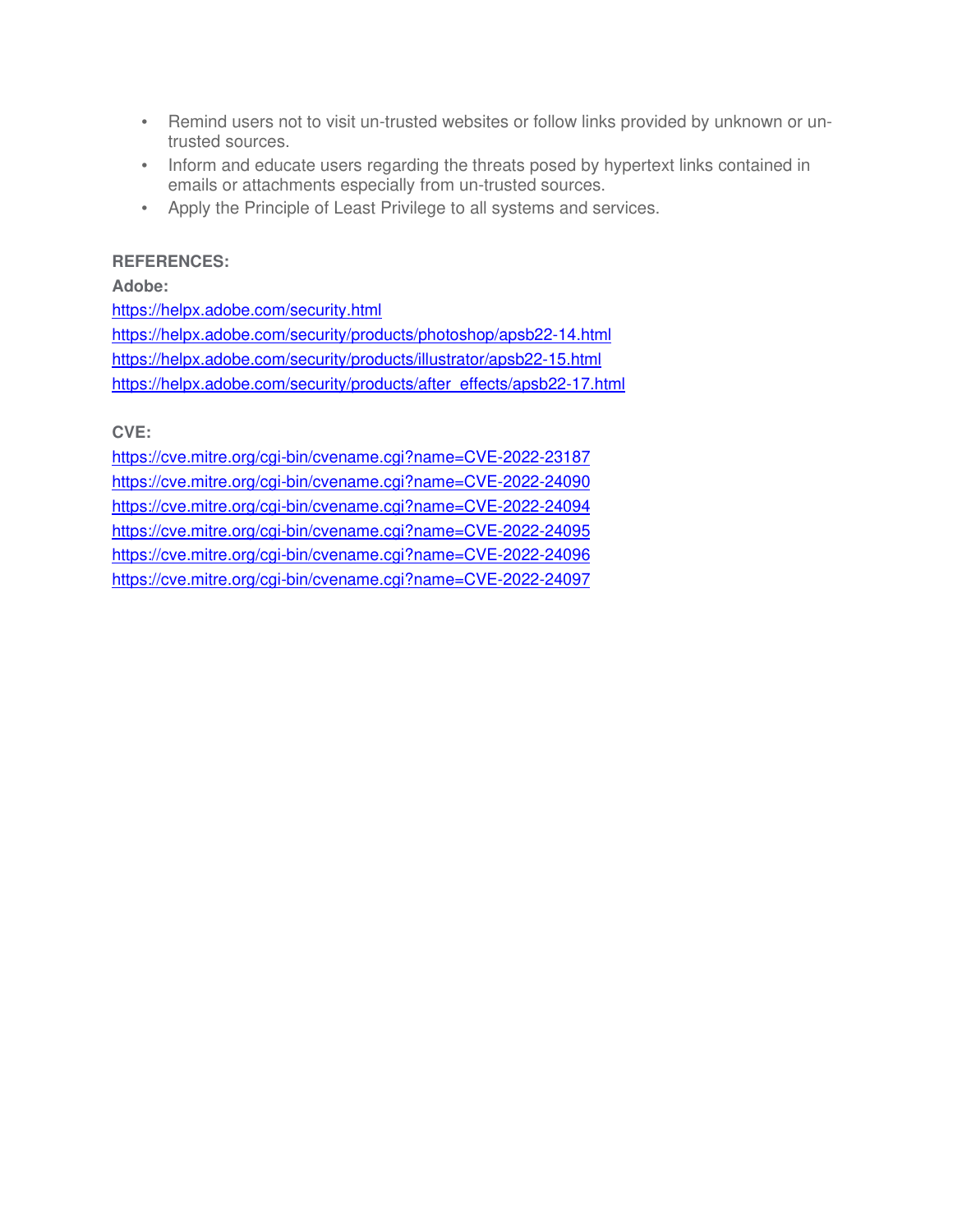- Remind users not to visit un-trusted websites or follow links provided by unknown or un-trusted sources.
- Inform and educate users regarding the threats posed by hypertext links contained in emails or attachments especially from un-trusted sources.
- Apply the Principle of Least Privilege to all systems and services.

**REFERENCES:**

**Adobe:**

https://helpx.adobe.com/security.html
https://helpx.adobe.com/security/products/photoshop/apsb22-14.html
https://helpx.adobe.com/security/products/illustrator/apsb22-15.html
https://helpx.adobe.com/security/products/after_effects/apsb22-17.html

**CVE:**

https://cve.mitre.org/cgi-bin/cvename.cgi?name=CVE-2022-23187
https://cve.mitre.org/cgi-bin/cvename.cgi?name=CVE-2022-24090
https://cve.mitre.org/cgi-bin/cvename.cgi?name=CVE-2022-24094
https://cve.mitre.org/cgi-bin/cvename.cgi?name=CVE-2022-24095
https://cve.mitre.org/cgi-bin/cvename.cgi?name=CVE-2022-24096
https://cve.mitre.org/cgi-bin/cvename.cgi?name=CVE-2022-24097